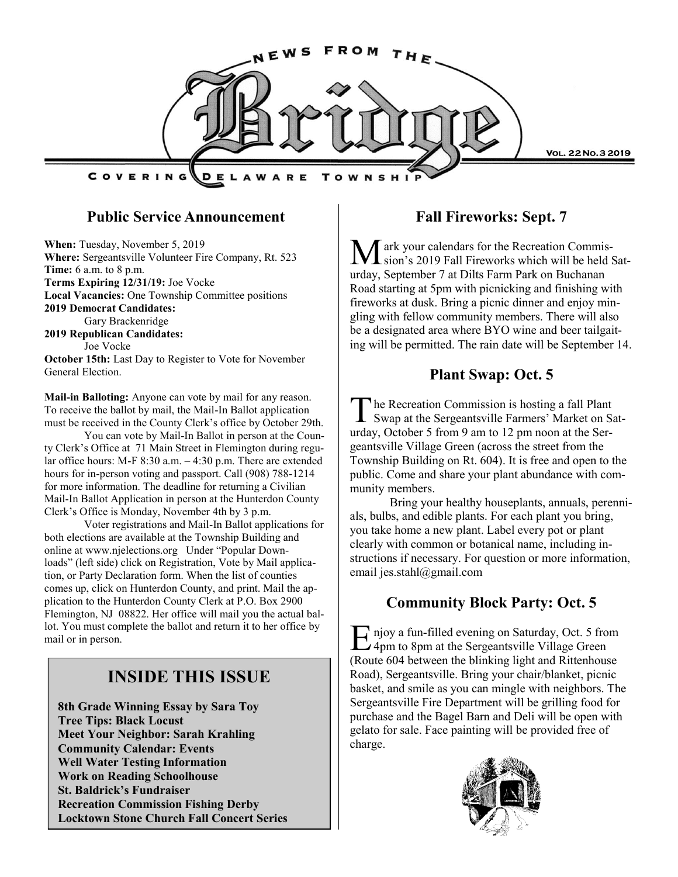# NEWS FROM THE Bridge

COVERING DELAWARE TOWNSHIP

## Public Service Announcement

**When:** Tuesday, November 5, 2019
**Where:** Sergeantsville Volunteer Fire Company, Rt. 523
**Time:** 6 a.m. to 8 p.m.
**Terms Expiring 12/31/19:** Joe Vocke
**Local Vacancies:** One Township Committee positions
**2019 Democrat Candidates:**
Gary Brackenridge
**2019 Republican Candidates:**
Joe Vocke
**October 15th:** Last Day to Register to Vote for November General Election.

**Mail-in Balloting:** Anyone can vote by mail for any reason. To receive the ballot by mail, the Mail-In Ballot application must be received in the County Clerk's office by October 29th.

You can vote by Mail-In Ballot in person at the County Clerk's Office at 71 Main Street in Flemington during regular office hours: M-F 8:30 a.m. – 4:30 p.m. There are extended hours for in-person voting and passport. Call (908) 788-1214 for more information. The deadline for returning a Civilian Mail-In Ballot Application in person at the Hunterdon County Clerk's Office is Monday, November 4th by 3 p.m.

Voter registrations and Mail-In Ballot applications for both elections are available at the Township Building and online at www.njelections.org Under "Popular Downloads" (left side) click on Registration, Vote by Mail application, or Party Declaration form. When the list of counties comes up, click on Hunterdon County, and print. Mail the application to the Hunterdon County Clerk at P.O. Box 2900 Flemington, NJ 08822. Her office will mail you the actual ballot. You must complete the ballot and return it to her office by mail or in person.

## INSIDE THIS ISSUE

**8th Grade Winning Essay by Sara Toy**
**Tree Tips: Black Locust**
**Meet Your Neighbor: Sarah Krahling**
**Community Calendar: Events**
**Well Water Testing Information**
**Work on Reading Schoolhouse**
**St. Baldrick's Fundraiser**
**Recreation Commission Fishing Derby**
**Locktown Stone Church Fall Concert Series**

## Fall Fireworks: Sept. 7

Mark your calendars for the Recreation Commission's 2019 Fall Fireworks which will be held Saturday, September 7 at Dilts Farm Park on Buchanan Road starting at 5pm with picnicking and finishing with fireworks at dusk. Bring a picnic dinner and enjoy mingling with fellow community members. There will also be a designated area where BYO wine and beer tailgaiting will be permitted. The rain date will be September 14.

## Plant Swap: Oct. 5

The Recreation Commission is hosting a fall Plant Swap at the Sergeantsville Farmers' Market on Saturday, October 5 from 9 am to 12 pm noon at the Sergeantsville Village Green (across the street from the Township Building on Rt. 604). It is free and open to the public. Come and share your plant abundance with community members.

Bring your healthy houseplants, annuals, perennials, bulbs, and edible plants. For each plant you bring, you take home a new plant. Label every pot or plant clearly with common or botanical name, including instructions if necessary. For question or more information, email jes.stahl@gmail.com

## Community Block Party: Oct. 5

Enjoy a fun-filled evening on Saturday, Oct. 5 from 4pm to 8pm at the Sergeantsville Village Green (Route 604 between the blinking light and Rittenhouse Road), Sergeantsville. Bring your chair/blanket, picnic basket, and smile as you can mingle with neighbors. The Sergeantsville Fire Department will be grilling food for purchase and the Bagel Barn and Deli will be open with gelato for sale. Face painting will be provided free of charge.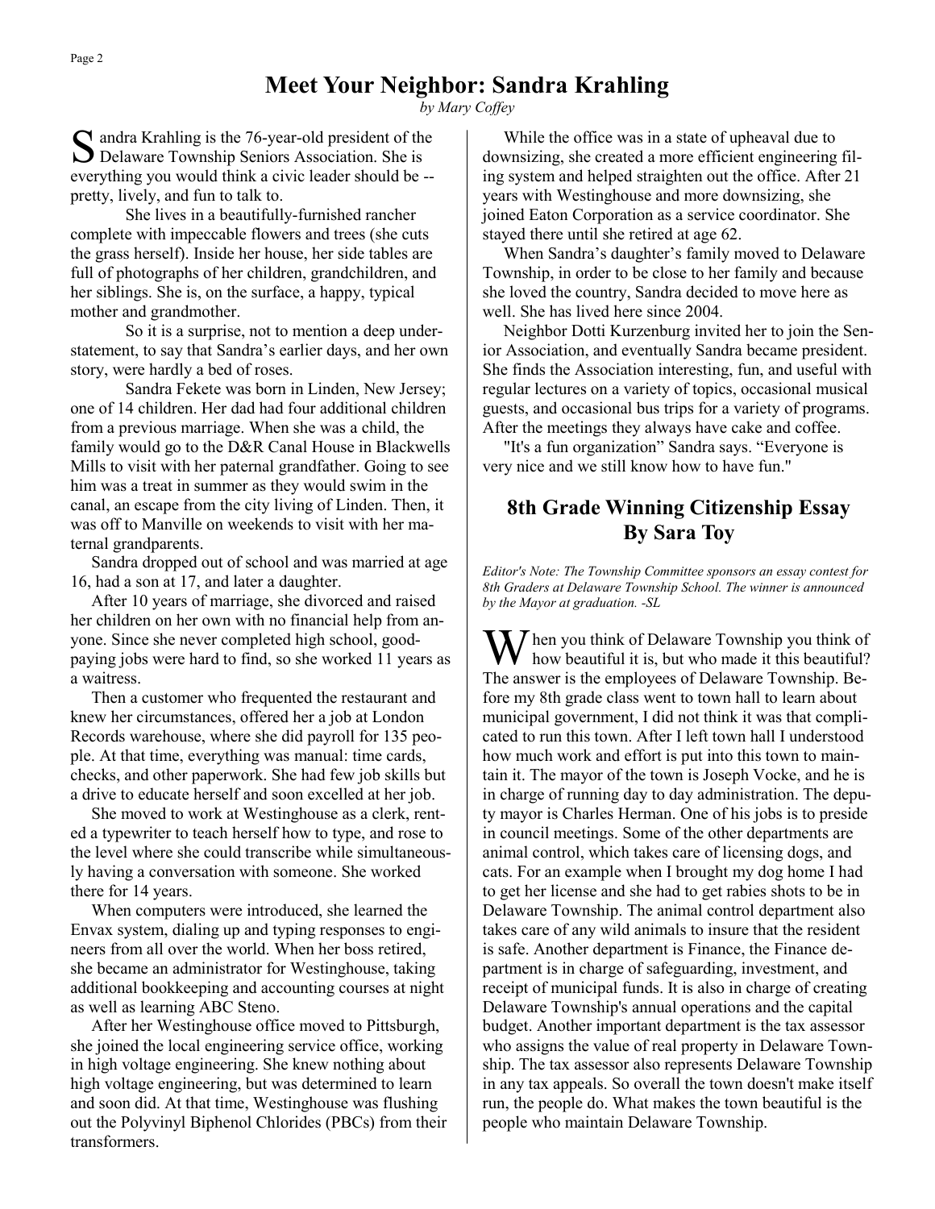## Meet Your Neighbor: Sandra Krahling

*by Mary Coffey*

Sandra Krahling is the 76-year-old president of the Delaware Township Seniors Association. She is everything you would think a civic leader should be -- pretty, lively, and fun to talk to.

She lives in a beautifully-furnished rancher complete with impeccable flowers and trees (she cuts the grass herself). Inside her house, her side tables are full of photographs of her children, grandchildren, and her siblings. She is, on the surface, a happy, typical mother and grandmother.

So it is a surprise, not to mention a deep understatement, to say that Sandra's earlier days, and her own story, were hardly a bed of roses.

Sandra Fekete was born in Linden, New Jersey; one of 14 children. Her dad had four additional children from a previous marriage. When she was a child, the family would go to the D&R Canal House in Blackwells Mills to visit with her paternal grandfather. Going to see him was a treat in summer as they would swim in the canal, an escape from the city living of Linden. Then, it was off to Manville on weekends to visit with her maternal grandparents.

Sandra dropped out of school and was married at age 16, had a son at 17, and later a daughter.

After 10 years of marriage, she divorced and raised her children on her own with no financial help from anyone. Since she never completed high school, good-paying jobs were hard to find, so she worked 11 years as a waitress.

Then a customer who frequented the restaurant and knew her circumstances, offered her a job at London Records warehouse, where she did payroll for 135 people. At that time, everything was manual: time cards, checks, and other paperwork. She had few job skills but a drive to educate herself and soon excelled at her job.

She moved to work at Westinghouse as a clerk, rented a typewriter to teach herself how to type, and rose to the level where she could transcribe while simultaneously having a conversation with someone. She worked there for 14 years.

When computers were introduced, she learned the Envax system, dialing up and typing responses to engineers from all over the world. When her boss retired, she became an administrator for Westinghouse, taking additional bookkeeping and accounting courses at night as well as learning ABC Steno.

After her Westinghouse office moved to Pittsburgh, she joined the local engineering service office, working in high voltage engineering. She knew nothing about high voltage engineering, but was determined to learn and soon did. At that time, Westinghouse was flushing out the Polyvinyl Biphenol Chlorides (PBCs) from their transformers.

While the office was in a state of upheaval due to downsizing, she created a more efficient engineering filing system and helped straighten out the office. After 21 years with Westinghouse and more downsizing, she joined Eaton Corporation as a service coordinator. She stayed there until she retired at age 62.

When Sandra's daughter's family moved to Delaware Township, in order to be close to her family and because she loved the country, Sandra decided to move here as well. She has lived here since 2004.

Neighbor Dotti Kurzenburg invited her to join the Senior Association, and eventually Sandra became president. She finds the Association interesting, fun, and useful with regular lectures on a variety of topics, occasional musical guests, and occasional bus trips for a variety of programs. After the meetings they always have cake and coffee.

"It's a fun organization" Sandra says. "Everyone is very nice and we still know how to have fun."

## 8th Grade Winning Citizenship Essay By Sara Toy

*Editor's Note: The Township Committee sponsors an essay contest for 8th Graders at Delaware Township School. The winner is announced by the Mayor at graduation. -SL*

When you think of Delaware Township you think of how beautiful it is, but who made it this beautiful? The answer is the employees of Delaware Township. Before my 8th grade class went to town hall to learn about municipal government, I did not think it was that complicated to run this town. After I left town hall I understood how much work and effort is put into this town to maintain it. The mayor of the town is Joseph Vocke, and he is in charge of running day to day administration. The deputy mayor is Charles Herman. One of his jobs is to preside in council meetings. Some of the other departments are animal control, which takes care of licensing dogs, and cats. For an example when I brought my dog home I had to get her license and she had to get rabies shots to be in Delaware Township. The animal control department also takes care of any wild animals to insure that the resident is safe. Another department is Finance, the Finance department is in charge of safeguarding, investment, and receipt of municipal funds. It is also in charge of creating Delaware Township's annual operations and the capital budget. Another important department is the tax assessor who assigns the value of real property in Delaware Township. The tax assessor also represents Delaware Township in any tax appeals. So overall the town doesn't make itself run, the people do. What makes the town beautiful is the people who maintain Delaware Township.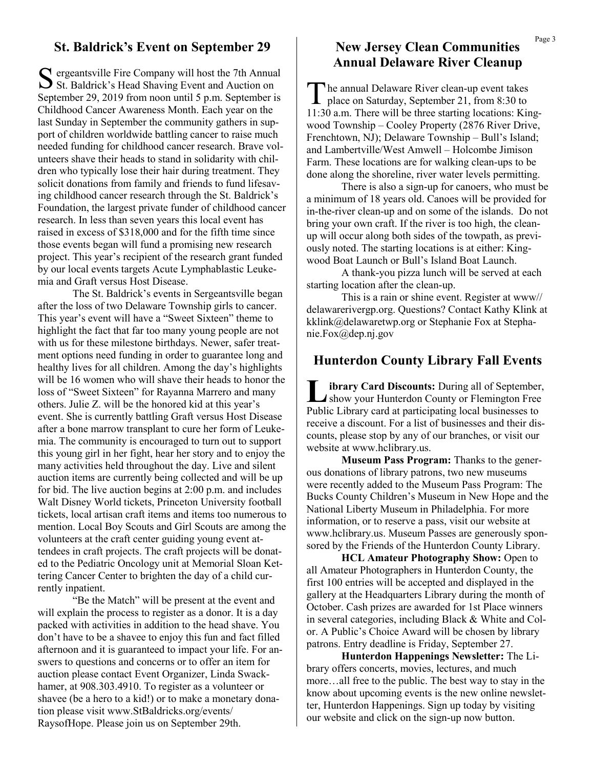## St. Baldrick's Event on September 29

Sergeantsville Fire Company will host the 7th Annual St. Baldrick's Head Shaving Event and Auction on September 29, 2019 from noon until 5 p.m. September is Childhood Cancer Awareness Month. Each year on the last Sunday in September the community gathers in support of children worldwide battling cancer to raise much needed funding for childhood cancer research. Brave volunteers shave their heads to stand in solidarity with children who typically lose their hair during treatment. They solicit donations from family and friends to fund lifesaving childhood cancer research through the St. Baldrick's Foundation, the largest private funder of childhood cancer research. In less than seven years this local event has raised in excess of $318,000 and for the fifth time since those events began will fund a promising new research project. This year's recipient of the research grant funded by our local events targets Acute Lymphablastic Leukemia and Graft versus Host Disease.

The St. Baldrick's events in Sergeantsville began after the loss of two Delaware Township girls to cancer. This year's event will have a "Sweet Sixteen" theme to highlight the fact that far too many young people are not with us for these milestone birthdays. Newer, safer treatment options need funding in order to guarantee long and healthy lives for all children. Among the day's highlights will be 16 women who will shave their heads to honor the loss of "Sweet Sixteen" for Rayanna Marrero and many others. Julie Z. will be the honored kid at this year's event. She is currently battling Graft versus Host Disease after a bone marrow transplant to cure her form of Leukemia. The community is encouraged to turn out to support this young girl in her fight, hear her story and to enjoy the many activities held throughout the day. Live and silent auction items are currently being collected and will be up for bid. The live auction begins at 2:00 p.m. and includes Walt Disney World tickets, Princeton University football tickets, local artisan craft items and items too numerous to mention. Local Boy Scouts and Girl Scouts are among the volunteers at the craft center guiding young event attendees in craft projects. The craft projects will be donated to the Pediatric Oncology unit at Memorial Sloan Kettering Cancer Center to brighten the day of a child currently inpatient.

"Be the Match" will be present at the event and will explain the process to register as a donor. It is a day packed with activities in addition to the head shave. You don't have to be a shavee to enjoy this fun and fact filled afternoon and it is guaranteed to impact your life. For answers to questions and concerns or to offer an item for auction please contact Event Organizer, Linda Swackhamer, at 908.303.4910. To register as a volunteer or shavee (be a hero to a kid!) or to make a monetary donation please visit www.StBaldricks.org/events/RaysofHope. Please join us on September 29th.

## New Jersey Clean Communities Annual Delaware River Cleanup

The annual Delaware River clean-up event takes place on Saturday, September 21, from 8:30 to 11:30 a.m. There will be three starting locations: Kingwood Township – Cooley Property (2876 River Drive, Frenchtown, NJ); Delaware Township – Bull's Island; and Lambertville/West Amwell – Holcombe Jimison Farm. These locations are for walking clean-ups to be done along the shoreline, river water levels permitting.

There is also a sign-up for canoers, who must be a minimum of 18 years old. Canoes will be provided for in-the-river clean-up and on some of the islands. Do not bring your own craft. If the river is too high, the clean-up will occur along both sides of the towpath, as previously noted. The starting locations is at either: Kingwood Boat Launch or Bull's Island Boat Launch.

A thank-you pizza lunch will be served at each starting location after the clean-up.

This is a rain or shine event. Register at www//delawarerivergp.org. Questions? Contact Kathy Klink at kklink@delawaretwp.org or Stephanie Fox at Stephanie.Fox@dep.nj.gov

## Hunterdon County Library Fall Events

**Library Card Discounts:** During all of September, show your Hunterdon County or Flemington Free Public Library card at participating local businesses to receive a discount. For a list of businesses and their discounts, please stop by any of our branches, or visit our website at www.hclibrary.us.

**Museum Pass Program:** Thanks to the generous donations of library patrons, two new museums were recently added to the Museum Pass Program: The Bucks County Children's Museum in New Hope and the National Liberty Museum in Philadelphia. For more information, or to reserve a pass, visit our website at www.hclibrary.us. Museum Passes are generously sponsored by the Friends of the Hunterdon County Library.

**HCL Amateur Photography Show:** Open to all Amateur Photographers in Hunterdon County, the first 100 entries will be accepted and displayed in the gallery at the Headquarters Library during the month of October. Cash prizes are awarded for 1st Place winners in several categories, including Black & White and Color. A Public's Choice Award will be chosen by library patrons. Entry deadline is Friday, September 27.

**Hunterdon Happenings Newsletter:** The Library offers concerts, movies, lectures, and much more…all free to the public. The best way to stay in the know about upcoming events is the new online newsletter, Hunterdon Happenings. Sign up today by visiting our website and click on the sign-up now button.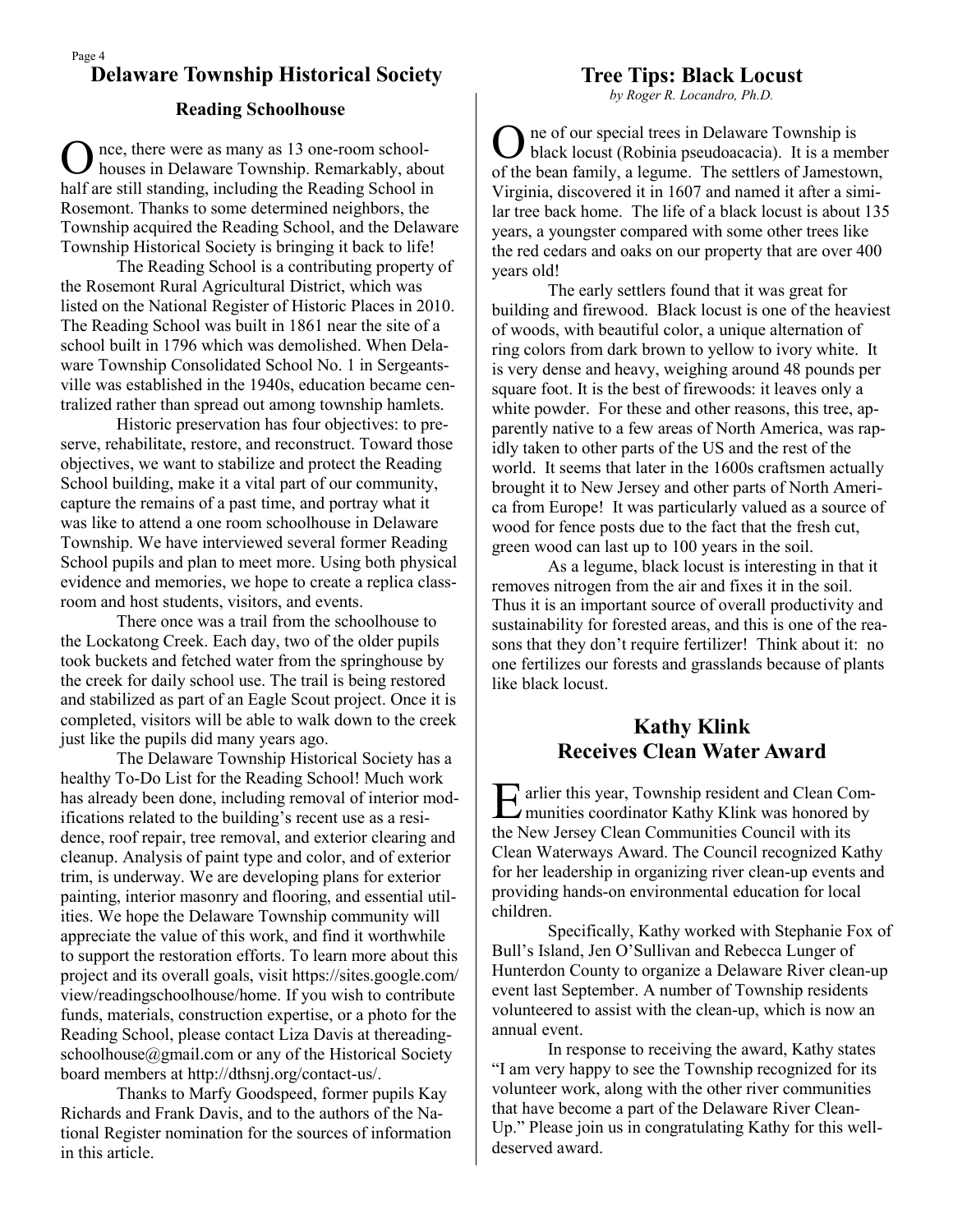# Delaware Township Historical Society

## Reading Schoolhouse

Once, there were as many as 13 one-room schoolhouses in Delaware Township. Remarkably, about half are still standing, including the Reading School in Rosemont. Thanks to some determined neighbors, the Township acquired the Reading School, and the Delaware Township Historical Society is bringing it back to life!

The Reading School is a contributing property of the Rosemont Rural Agricultural District, which was listed on the National Register of Historic Places in 2010. The Reading School was built in 1861 near the site of a school built in 1796 which was demolished. When Delaware Township Consolidated School No. 1 in Sergeantsville was established in the 1940s, education became centralized rather than spread out among township hamlets.

Historic preservation has four objectives: to preserve, rehabilitate, restore, and reconstruct. Toward those objectives, we want to stabilize and protect the Reading School building, make it a vital part of our community, capture the remains of a past time, and portray what it was like to attend a one room schoolhouse in Delaware Township. We have interviewed several former Reading School pupils and plan to meet more. Using both physical evidence and memories, we hope to create a replica classroom and host students, visitors, and events.

There once was a trail from the schoolhouse to the Lockatong Creek. Each day, two of the older pupils took buckets and fetched water from the springhouse by the creek for daily school use. The trail is being restored and stabilized as part of an Eagle Scout project. Once it is completed, visitors will be able to walk down to the creek just like the pupils did many years ago.

The Delaware Township Historical Society has a healthy To-Do List for the Reading School! Much work has already been done, including removal of interior modifications related to the building's recent use as a residence, roof repair, tree removal, and exterior clearing and cleanup. Analysis of paint type and color, and of exterior trim, is underway. We are developing plans for exterior painting, interior masonry and flooring, and essential utilities. We hope the Delaware Township community will appreciate the value of this work, and find it worthwhile to support the restoration efforts. To learn more about this project and its overall goals, visit https://sites.google.com/view/readingschoolhouse/home. If you wish to contribute funds, materials, construction expertise, or a photo for the Reading School, please contact Liza Davis at thereadingschoolhouse@gmail.com or any of the Historical Society board members at http://dthsnj.org/contact-us/.

Thanks to Marfy Goodspeed, former pupils Kay Richards and Frank Davis, and to the authors of the National Register nomination for the sources of information in this article.

# Tree Tips: Black Locust

*by Roger R. Locandro, Ph.D.*

One of our special trees in Delaware Township is black locust (Robinia pseudoacacia). It is a member of the bean family, a legume. The settlers of Jamestown, Virginia, discovered it in 1607 and named it after a similar tree back home. The life of a black locust is about 135 years, a youngster compared with some other trees like the red cedars and oaks on our property that are over 400 years old!

The early settlers found that it was great for building and firewood. Black locust is one of the heaviest of woods, with beautiful color, a unique alternation of ring colors from dark brown to yellow to ivory white. It is very dense and heavy, weighing around 48 pounds per square foot. It is the best of firewoods: it leaves only a white powder. For these and other reasons, this tree, apparently native to a few areas of North America, was rapidly taken to other parts of the US and the rest of the world. It seems that later in the 1600s craftsmen actually brought it to New Jersey and other parts of North America from Europe! It was particularly valued as a source of wood for fence posts due to the fact that the fresh cut, green wood can last up to 100 years in the soil.

As a legume, black locust is interesting in that it removes nitrogen from the air and fixes it in the soil. Thus it is an important source of overall productivity and sustainability for forested areas, and this is one of the reasons that they don't require fertilizer! Think about it: no one fertilizes our forests and grasslands because of plants like black locust.

# Kathy Klink Receives Clean Water Award

Earlier this year, Township resident and Clean Communities coordinator Kathy Klink was honored by the New Jersey Clean Communities Council with its Clean Waterways Award. The Council recognized Kathy for her leadership in organizing river clean-up events and providing hands-on environmental education for local children.

Specifically, Kathy worked with Stephanie Fox of Bull's Island, Jen O'Sullivan and Rebecca Lunger of Hunterdon County to organize a Delaware River clean-up event last September. A number of Township residents volunteered to assist with the clean-up, which is now an annual event.

In response to receiving the award, Kathy states "I am very happy to see the Township recognized for its volunteer work, along with the other river communities that have become a part of the Delaware River Clean-Up." Please join us in congratulating Kathy for this well-deserved award.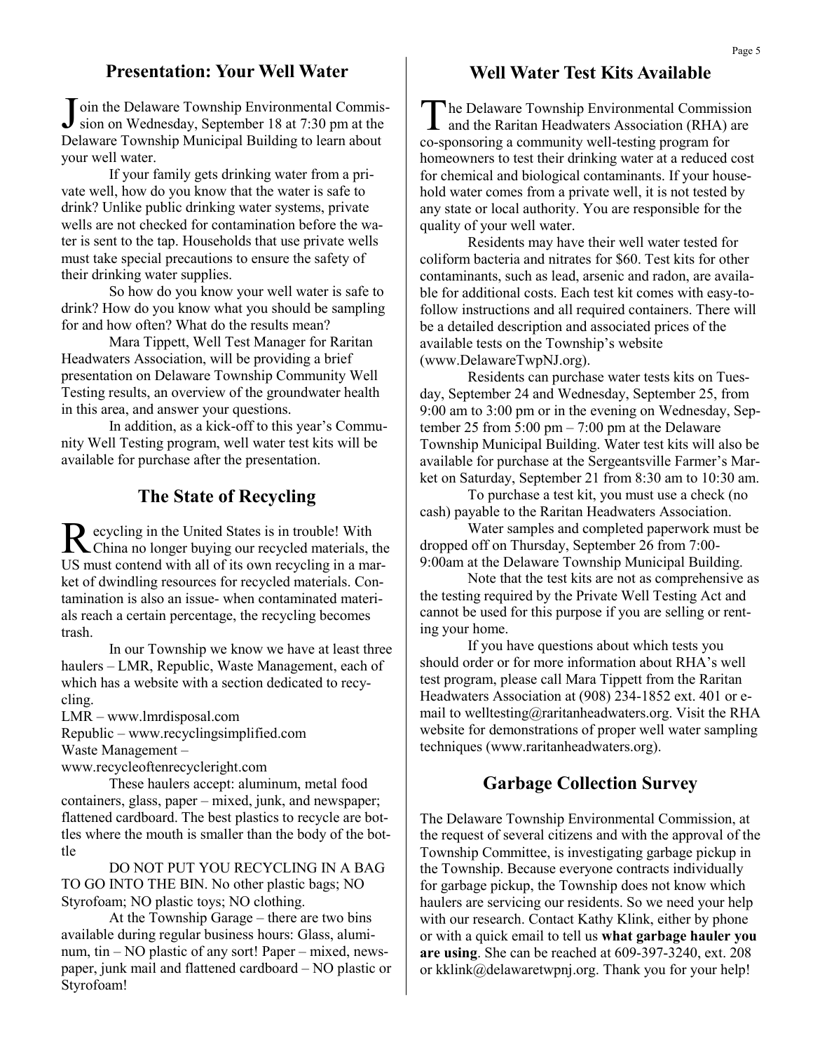## Presentation: Your Well Water

Join the Delaware Township Environmental Commission on Wednesday, September 18 at 7:30 pm at the Delaware Township Municipal Building to learn about your well water.

If your family gets drinking water from a private well, how do you know that the water is safe to drink? Unlike public drinking water systems, private wells are not checked for contamination before the water is sent to the tap. Households that use private wells must take special precautions to ensure the safety of their drinking water supplies.

So how do you know your well water is safe to drink? How do you know what you should be sampling for and how often? What do the results mean?

Mara Tippett, Well Test Manager for Raritan Headwaters Association, will be providing a brief presentation on Delaware Township Community Well Testing results, an overview of the groundwater health in this area, and answer your questions.

In addition, as a kick-off to this year's Community Well Testing program, well water test kits will be available for purchase after the presentation.

## The State of Recycling

Recycling in the United States is in trouble! With China no longer buying our recycled materials, the US must contend with all of its own recycling in a market of dwindling resources for recycled materials. Contamination is also an issue- when contaminated materials reach a certain percentage, the recycling becomes trash.

In our Township we know we have at least three haulers – LMR, Republic, Waste Management, each of which has a website with a section dedicated to recycling.

LMR – www.lmrdisposal.com
Republic – www.recyclingsimplified.com
Waste Management –
www.recycleoftenrecycleright.com

These haulers accept: aluminum, metal food containers, glass, paper – mixed, junk, and newspaper; flattened cardboard. The best plastics to recycle are bottles where the mouth is smaller than the body of the bottle

DO NOT PUT YOU RECYCLING IN A BAG TO GO INTO THE BIN. No other plastic bags; NO Styrofoam; NO plastic toys; NO clothing.

At the Township Garage – there are two bins available during regular business hours: Glass, aluminum, tin – NO plastic of any sort! Paper – mixed, newspaper, junk mail and flattened cardboard – NO plastic or Styrofoam!

## Well Water Test Kits Available

The Delaware Township Environmental Commission and the Raritan Headwaters Association (RHA) are co-sponsoring a community well-testing program for homeowners to test their drinking water at a reduced cost for chemical and biological contaminants. If your household water comes from a private well, it is not tested by any state or local authority. You are responsible for the quality of your well water.

Residents may have their well water tested for coliform bacteria and nitrates for $60. Test kits for other contaminants, such as lead, arsenic and radon, are available for additional costs. Each test kit comes with easy-to-follow instructions and all required containers. There will be a detailed description and associated prices of the available tests on the Township's website (www.DelawareTwpNJ.org).

Residents can purchase water tests kits on Tuesday, September 24 and Wednesday, September 25, from 9:00 am to 3:00 pm or in the evening on Wednesday, September 25 from 5:00 pm – 7:00 pm at the Delaware Township Municipal Building. Water test kits will also be available for purchase at the Sergeantsville Farmer's Market on Saturday, September 21 from 8:30 am to 10:30 am.

To purchase a test kit, you must use a check (no cash) payable to the Raritan Headwaters Association.

Water samples and completed paperwork must be dropped off on Thursday, September 26 from 7:00-9:00am at the Delaware Township Municipal Building.

Note that the test kits are not as comprehensive as the testing required by the Private Well Testing Act and cannot be used for this purpose if you are selling or renting your home.

If you have questions about which tests you should order or for more information about RHA's well test program, please call Mara Tippett from the Raritan Headwaters Association at (908) 234-1852 ext. 401 or e-mail to welltesting@raritanheadwaters.org. Visit the RHA website for demonstrations of proper well water sampling techniques (www.raritanheadwaters.org).

## Garbage Collection Survey

The Delaware Township Environmental Commission, at the request of several citizens and with the approval of the Township Committee, is investigating garbage pickup in the Township. Because everyone contracts individually for garbage pickup, the Township does not know which haulers are servicing our residents. So we need your help with our research. Contact Kathy Klink, either by phone or with a quick email to tell us **what garbage hauler you are using**. She can be reached at 609-397-3240, ext. 208 or kklink@delawaretwpnj.org. Thank you for your help!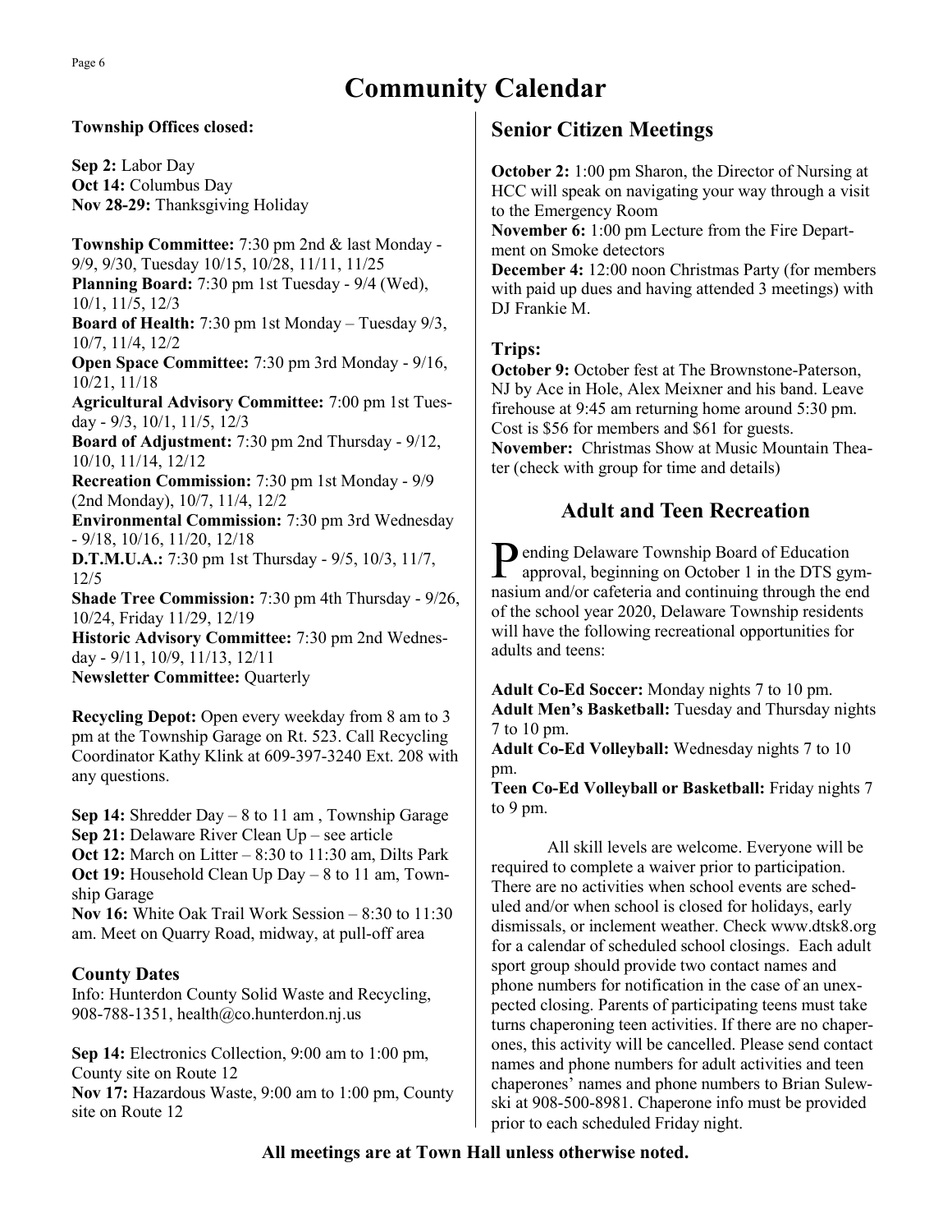# Community Calendar

**Township Offices closed:**

**Sep 2:** Labor Day
**Oct 14:** Columbus Day
**Nov 28-29:** Thanksgiving Holiday

**Township Committee:** 7:30 pm 2nd & last Monday - 9/9, 9/30, Tuesday 10/15, 10/28, 11/11, 11/25
**Planning Board:** 7:30 pm 1st Tuesday - 9/4 (Wed), 10/1, 11/5, 12/3
**Board of Health:** 7:30 pm 1st Monday – Tuesday 9/3, 10/7, 11/4, 12/2
**Open Space Committee:** 7:30 pm 3rd Monday - 9/16, 10/21, 11/18
**Agricultural Advisory Committee:** 7:00 pm 1st Tuesday - 9/3, 10/1, 11/5, 12/3
**Board of Adjustment:** 7:30 pm 2nd Thursday - 9/12, 10/10, 11/14, 12/12
**Recreation Commission:** 7:30 pm 1st Monday - 9/9 (2nd Monday), 10/7, 11/4, 12/2
**Environmental Commission:** 7:30 pm 3rd Wednesday - 9/18, 10/16, 11/20, 12/18
**D.T.M.U.A.:** 7:30 pm 1st Thursday - 9/5, 10/3, 11/7, 12/5
**Shade Tree Commission:** 7:30 pm 4th Thursday - 9/26, 10/24, Friday 11/29, 12/19
**Historic Advisory Committee:** 7:30 pm 2nd Wednesday - 9/11, 10/9, 11/13, 12/11
**Newsletter Committee:** Quarterly

**Recycling Depot:** Open every weekday from 8 am to 3 pm at the Township Garage on Rt. 523. Call Recycling Coordinator Kathy Klink at 609-397-3240 Ext. 208 with any questions.

**Sep 14:** Shredder Day – 8 to 11 am , Township Garage
**Sep 21:** Delaware River Clean Up – see article
**Oct 12:** March on Litter – 8:30 to 11:30 am, Dilts Park
**Oct 19:** Household Clean Up Day – 8 to 11 am, Township Garage
**Nov 16:** White Oak Trail Work Session – 8:30 to 11:30 am. Meet on Quarry Road, midway, at pull-off area

### County Dates

Info: Hunterdon County Solid Waste and Recycling, 908-788-1351, health@co.hunterdon.nj.us

**Sep 14:** Electronics Collection, 9:00 am to 1:00 pm, County site on Route 12
**Nov 17:** Hazardous Waste, 9:00 am to 1:00 pm, County site on Route 12

## Senior Citizen Meetings

**October 2:** 1:00 pm Sharon, the Director of Nursing at HCC will speak on navigating your way through a visit to the Emergency Room
**November 6:** 1:00 pm Lecture from the Fire Department on Smoke detectors
**December 4:** 12:00 noon Christmas Party (for members with paid up dues and having attended 3 meetings) with DJ Frankie M.

### Trips:

**October 9:** October fest at The Brownstone-Paterson, NJ by Ace in Hole, Alex Meixner and his band. Leave firehouse at 9:45 am returning home around 5:30 pm. Cost is $56 for members and $61 for guests.
**November:** Christmas Show at Music Mountain Theater (check with group for time and details)

## Adult and Teen Recreation

Pending Delaware Township Board of Education approval, beginning on October 1 in the DTS gymnasium and/or cafeteria and continuing through the end of the school year 2020, Delaware Township residents will have the following recreational opportunities for adults and teens:

**Adult Co-Ed Soccer:** Monday nights 7 to 10 pm.
**Adult Men's Basketball:** Tuesday and Thursday nights 7 to 10 pm.
**Adult Co-Ed Volleyball:** Wednesday nights 7 to 10 pm.
**Teen Co-Ed Volleyball or Basketball:** Friday nights 7 to 9 pm.

All skill levels are welcome. Everyone will be required to complete a waiver prior to participation. There are no activities when school events are scheduled and/or when school is closed for holidays, early dismissals, or inclement weather. Check www.dtsk8.org for a calendar of scheduled school closings. Each adult sport group should provide two contact names and phone numbers for notification in the case of an unexpected closing. Parents of participating teens must take turns chaperoning teen activities. If there are no chaperones, this activity will be cancelled. Please send contact names and phone numbers for adult activities and teen chaperones' names and phone numbers to Brian Sulewski at 908-500-8981. Chaperone info must be provided prior to each scheduled Friday night.

**All meetings are at Town Hall unless otherwise noted.**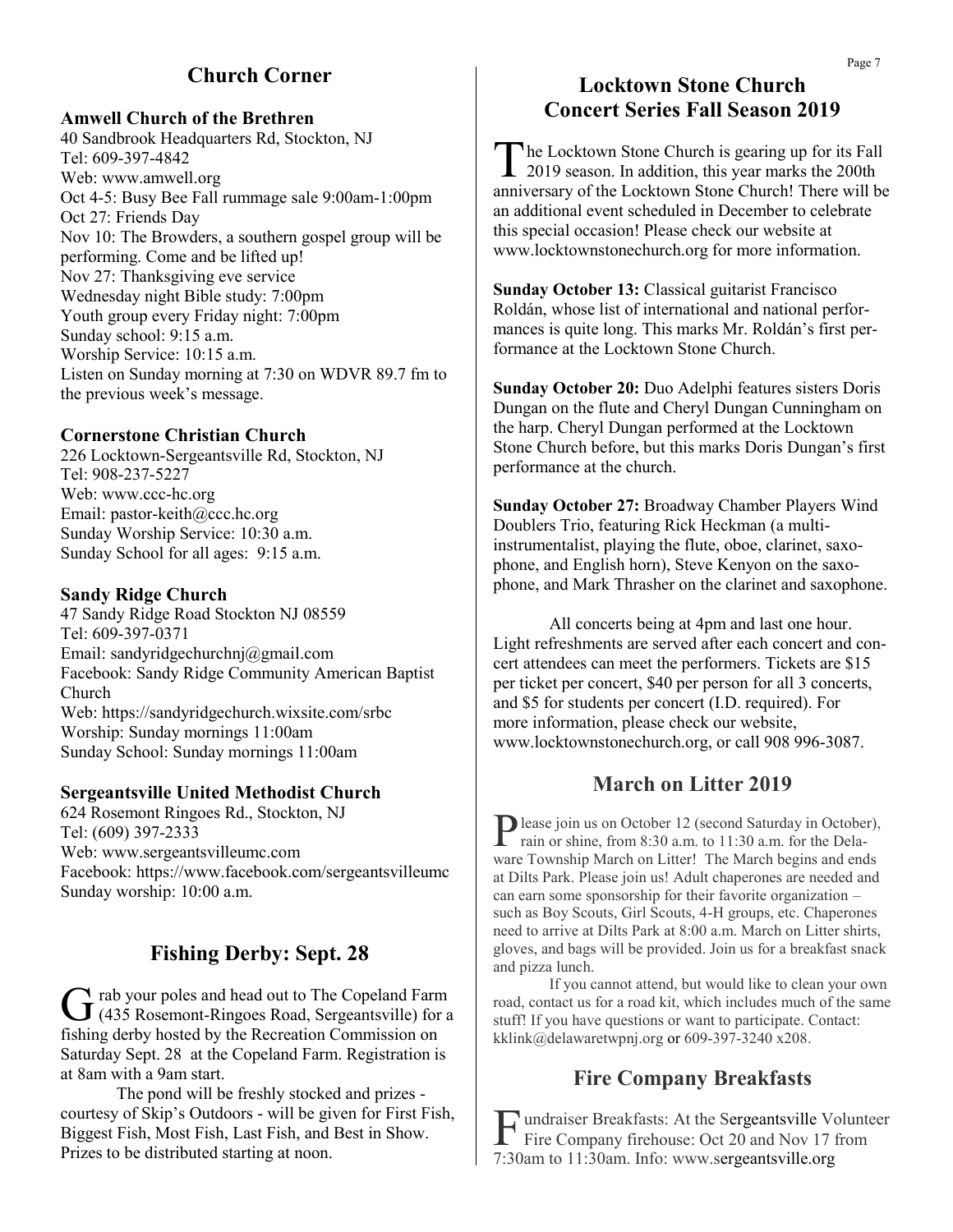## Church Corner

### Amwell Church of the Brethren

40 Sandbrook Headquarters Rd, Stockton, NJ
Tel: 609-397-4842
Web: www.amwell.org
Oct 4-5: Busy Bee Fall rummage sale 9:00am-1:00pm
Oct 27: Friends Day
Nov 10: The Browders, a southern gospel group will be performing. Come and be lifted up!
Nov 27: Thanksgiving eve service
Wednesday night Bible study: 7:00pm
Youth group every Friday night: 7:00pm
Sunday school: 9:15 a.m.
Worship Service: 10:15 a.m.
Listen on Sunday morning at 7:30 on WDVR 89.7 fm to the previous week's message.

### Cornerstone Christian Church

226 Locktown-Sergeantsville Rd, Stockton, NJ
Tel: 908-237-5227
Web: www.ccc-hc.org
Email: pastor-keith@ccc.hc.org
Sunday Worship Service: 10:30 a.m.
Sunday School for all ages: 9:15 a.m.

### Sandy Ridge Church

47 Sandy Ridge Road Stockton NJ 08559
Tel: 609-397-0371
Email: sandyridgechurchnj@gmail.com
Facebook: Sandy Ridge Community American Baptist Church
Web: https://sandyridgechurch.wixsite.com/srbc
Worship: Sunday mornings 11:00am
Sunday School: Sunday mornings 11:00am

### Sergeantsville United Methodist Church

624 Rosemont Ringoes Rd., Stockton, NJ
Tel: (609) 397-2333
Web: www.sergeantsvilleumc.com
Facebook: https://www.facebook.com/sergeantsvilleumc
Sunday worship: 10:00 a.m.

## Fishing Derby: Sept. 28

Grab your poles and head out to The Copeland Farm (435 Rosemont-Ringoes Road, Sergeantsville) for a fishing derby hosted by the Recreation Commission on Saturday Sept. 28 at the Copeland Farm. Registration is at 8am with a 9am start.

The pond will be freshly stocked and prizes - courtesy of Skip's Outdoors - will be given for First Fish, Biggest Fish, Most Fish, Last Fish, and Best in Show. Prizes to be distributed starting at noon.

## Locktown Stone Church Concert Series Fall Season 2019

The Locktown Stone Church is gearing up for its Fall 2019 season. In addition, this year marks the 200th anniversary of the Locktown Stone Church! There will be an additional event scheduled in December to celebrate this special occasion! Please check our website at www.locktownstonechurch.org for more information.

**Sunday October 13:** Classical guitarist Francisco Roldán, whose list of international and national performances is quite long. This marks Mr. Roldán's first performance at the Locktown Stone Church.

**Sunday October 20:** Duo Adelphi features sisters Doris Dungan on the flute and Cheryl Dungan Cunningham on the harp. Cheryl Dungan performed at the Locktown Stone Church before, but this marks Doris Dungan's first performance at the church.

**Sunday October 27:** Broadway Chamber Players Wind Doublers Trio, featuring Rick Heckman (a multi-instrumentalist, playing the flute, oboe, clarinet, saxophone, and English horn), Steve Kenyon on the saxophone, and Mark Thrasher on the clarinet and saxophone.

All concerts being at 4pm and last one hour. Light refreshments are served after each concert and concert attendees can meet the performers. Tickets are $15 per ticket per concert, $40 per person for all 3 concerts, and $5 for students per concert (I.D. required). For more information, please check our website, www.locktownstonechurch.org, or call 908 996-3087.

## March on Litter 2019

Please join us on October 12 (second Saturday in October), rain or shine, from 8:30 a.m. to 11:30 a.m. for the Delaware Township March on Litter! The March begins and ends at Dilts Park. Please join us! Adult chaperones are needed and can earn some sponsorship for their favorite organization – such as Boy Scouts, Girl Scouts, 4-H groups, etc. Chaperones need to arrive at Dilts Park at 8:00 a.m. March on Litter shirts, gloves, and bags will be provided. Join us for a breakfast snack and pizza lunch.

If you cannot attend, but would like to clean your own road, contact us for a road kit, which includes much of the same stuff! If you have questions or want to participate. Contact: kklink@delawaretwpnj.org or 609-397-3240 x208.

## Fire Company Breakfasts

Fundraiser Breakfasts: At the Sergeantsville Volunteer Fire Company firehouse: Oct 20 and Nov 17 from 7:30am to 11:30am. Info: www.sergeantsville.org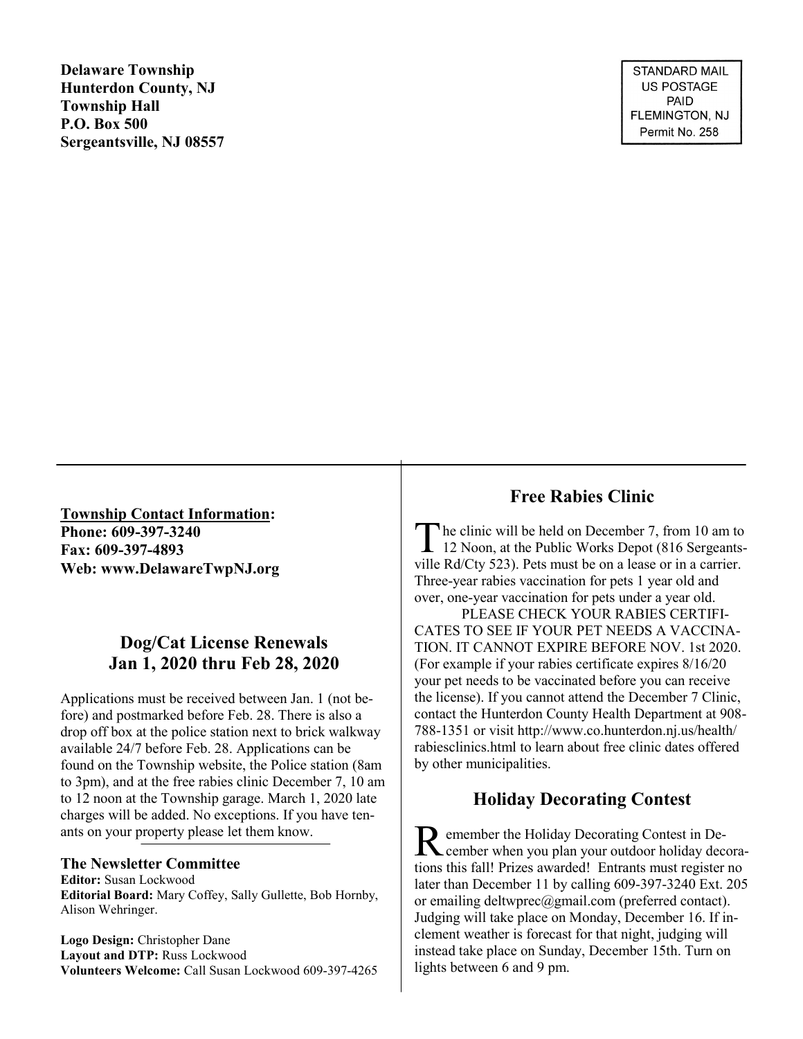**Delaware Township**
**Hunterdon County, NJ**
**Township Hall**
**P.O. Box 500**
**Sergeantsville, NJ 08557**

STANDARD MAIL
US POSTAGE
PAID
FLEMINGTON, NJ
Permit No. 258

**Township Contact Information:**
**Phone: 609-397-3240**
**Fax: 609-397-4893**
**Web: www.DelawareTwpNJ.org**

## Dog/Cat License Renewals
## Jan 1, 2020 thru Feb 28, 2020

Applications must be received between Jan. 1 (not before) and postmarked before Feb. 28. There is also a drop off box at the police station next to brick walkway available 24/7 before Feb. 28. Applications can be found on the Township website, the Police station (8am to 3pm), and at the free rabies clinic December 7, 10 am to 12 noon at the Township garage. March 1, 2020 late charges will be added. No exceptions. If you have tenants on your property please let them know.

### The Newsletter Committee

**Editor:** Susan Lockwood
**Editorial Board:** Mary Coffey, Sally Gullette, Bob Hornby, Alison Wehringer.

**Logo Design:** Christopher Dane
**Layout and DTP:** Russ Lockwood
**Volunteers Welcome:** Call Susan Lockwood 609-397-4265

## Free Rabies Clinic

The clinic will be held on December 7, from 10 am to 12 Noon, at the Public Works Depot (816 Sergeantsville Rd/Cty 523). Pets must be on a lease or in a carrier. Three-year rabies vaccination for pets 1 year old and over, one-year vaccination for pets under a year old.

PLEASE CHECK YOUR RABIES CERTIFICATES TO SEE IF YOUR PET NEEDS A VACCINATION. IT CANNOT EXPIRE BEFORE NOV. 1st 2020. (For example if your rabies certificate expires 8/16/20 your pet needs to be vaccinated before you can receive the license). If you cannot attend the December 7 Clinic, contact the Hunterdon County Health Department at 908-788-1351 or visit http://www.co.hunterdon.nj.us/health/rabiesclinics.html to learn about free clinic dates offered by other municipalities.

## Holiday Decorating Contest

Remember the Holiday Decorating Contest in December when you plan your outdoor holiday decorations this fall! Prizes awarded! Entrants must register no later than December 11 by calling 609-397-3240 Ext. 205 or emailing deltwprec@gmail.com (preferred contact). Judging will take place on Monday, December 16. If inclement weather is forecast for that night, judging will instead take place on Sunday, December 15th. Turn on lights between 6 and 9 pm.